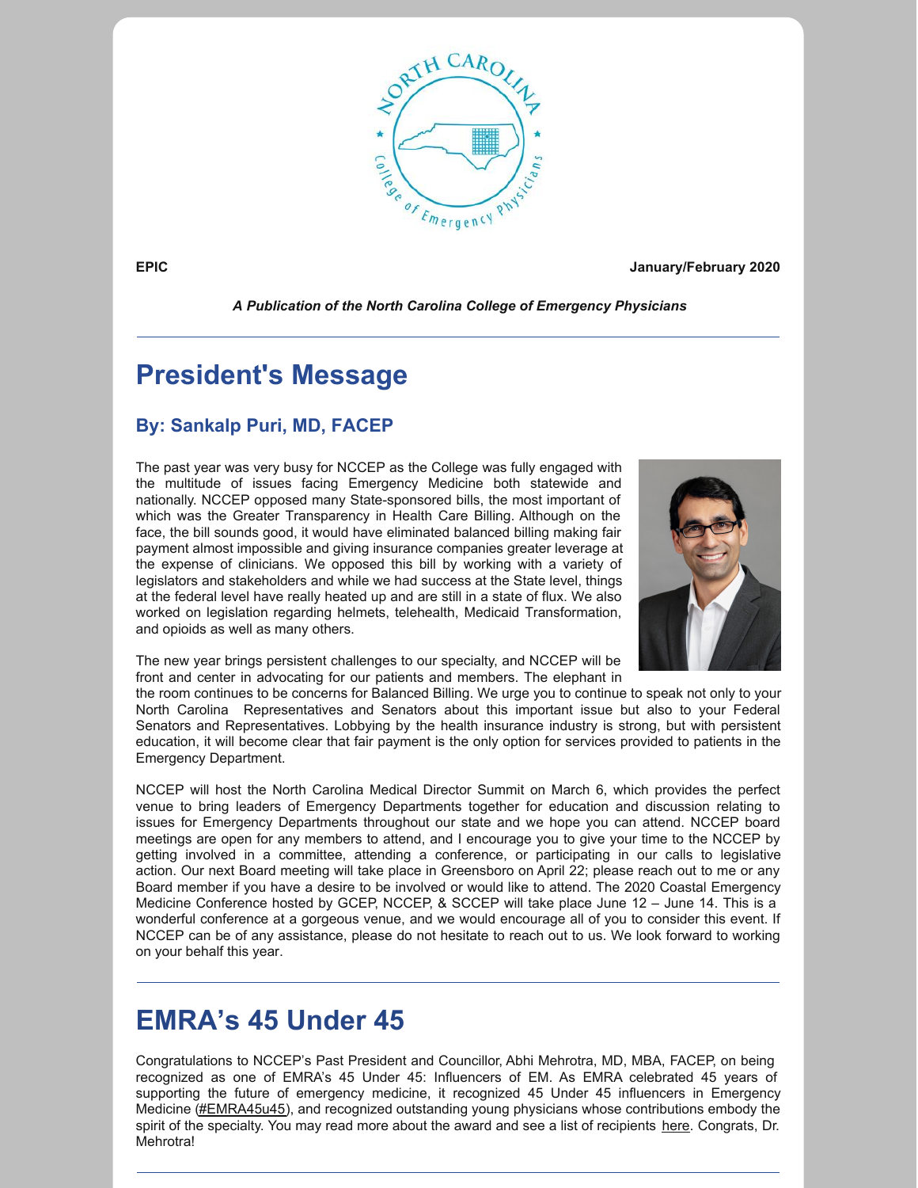**EPIC** **January/February 2020**

***A Publication of the North Carolina College of Emergency Physicians***

---

# President's Message

### By: Sankalp Puri, MD, FACEP

The past year was very busy for NCCEP as the College was fully engaged with the multitude of issues facing Emergency Medicine both statewide and nationally. NCCEP opposed many State-sponsored bills, the most important of which was the Greater Transparency in Health Care Billing. Although on the face, the bill sounds good, it would have eliminated balanced billing making fair payment almost impossible and giving insurance companies greater leverage at the expense of clinicians. We opposed this bill by working with a variety of legislators and stakeholders and while we had success at the State level, things at the federal level have really heated up and are still in a state of flux. We also worked on legislation regarding helmets, telehealth, Medicaid Transformation, and opioids as well as many others.

The new year brings persistent challenges to our specialty, and NCCEP will be front and center in advocating for our patients and members. The elephant in the room continues to be concerns for Balanced Billing. We urge you to continue to speak not only to your North Carolina Representatives and Senators about this important issue but also to your Federal Senators and Representatives. Lobbying by the health insurance industry is strong, but with persistent education, it will become clear that fair payment is the only option for services provided to patients in the Emergency Department.

NCCEP will host the North Carolina Medical Director Summit on March 6, which provides the perfect venue to bring leaders of Emergency Departments together for education and discussion relating to issues for Emergency Departments throughout our state and we hope you can attend. NCCEP board meetings are open for any members to attend, and I encourage you to give your time to the NCCEP by getting involved in a committee, attending a conference, or participating in our calls to legislative action. Our next Board meeting will take place in Greensboro on April 22; please reach out to me or any Board member if you have a desire to be involved or would like to attend. The 2020 Coastal Emergency Medicine Conference hosted by GCEP, NCCEP, & SCCEP will take place June 12 – June 14. This is a wonderful conference at a gorgeous venue, and we would encourage all of you to consider this event. If NCCEP can be of any assistance, please do not hesitate to reach out to us. We look forward to working on your behalf this year.

---

# EMRA's 45 Under 45

Congratulations to NCCEP's Past President and Councillor, Abhi Mehrotra, MD, MBA, FACEP, on being recognized as one of EMRA's 45 Under 45: Influencers of EM. As EMRA celebrated 45 years of supporting the future of emergency medicine, it recognized 45 Under 45 influencers in Emergency Medicine (#EMRA45u45), and recognized outstanding young physicians whose contributions embody the spirit of the specialty. You may read more about the award and see a list of recipients here. Congrats, Dr. Mehrotra!

---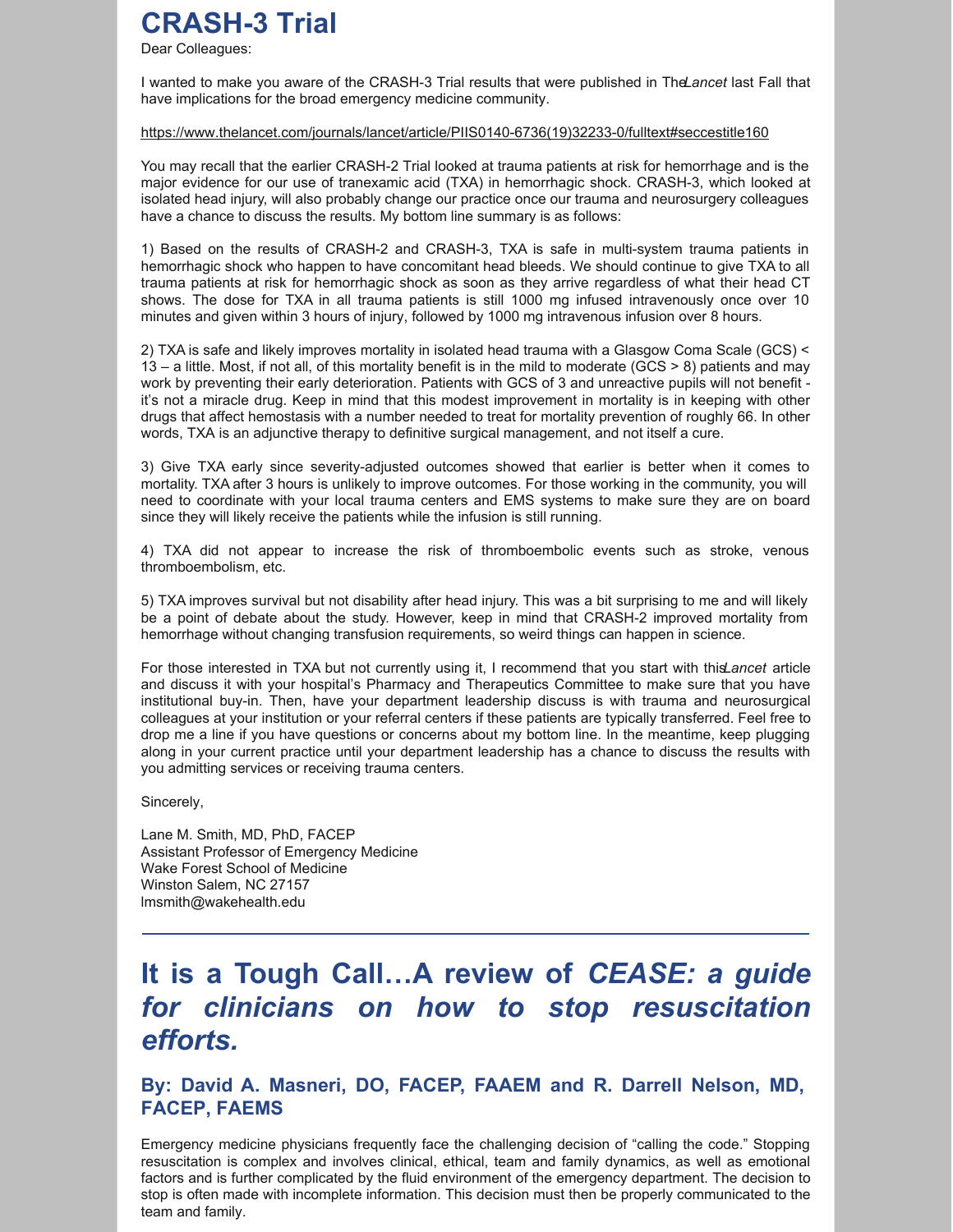# CRASH-3 Trial

Dear Colleagues:

I wanted to make you aware of the CRASH-3 Trial results that were published in The *Lancet* last Fall that have implications for the broad emergency medicine community.

https://www.thelancet.com/journals/lancet/article/PIIS0140-6736(19)32233-0/fulltext#seccestitle160

You may recall that the earlier CRASH-2 Trial looked at trauma patients at risk for hemorrhage and is the major evidence for our use of tranexamic acid (TXA) in hemorrhagic shock. CRASH-3, which looked at isolated head injury, will also probably change our practice once our trauma and neurosurgery colleagues have a chance to discuss the results. My bottom line summary is as follows:

1) Based on the results of CRASH-2 and CRASH-3, TXA is safe in multi-system trauma patients in hemorrhagic shock who happen to have concomitant head bleeds. We should continue to give TXA to all trauma patients at risk for hemorrhagic shock as soon as they arrive regardless of what their head CT shows. The dose for TXA in all trauma patients is still 1000 mg infused intravenously once over 10 minutes and given within 3 hours of injury, followed by 1000 mg intravenous infusion over 8 hours.

2) TXA is safe and likely improves mortality in isolated head trauma with a Glasgow Coma Scale (GCS) < 13 – a little. Most, if not all, of this mortality benefit is in the mild to moderate (GCS > 8) patients and may work by preventing their early deterioration. Patients with GCS of 3 and unreactive pupils will not benefit - it's not a miracle drug. Keep in mind that this modest improvement in mortality is in keeping with other drugs that affect hemostasis with a number needed to treat for mortality prevention of roughly 66. In other words, TXA is an adjunctive therapy to definitive surgical management, and not itself a cure.

3) Give TXA early since severity-adjusted outcomes showed that earlier is better when it comes to mortality. TXA after 3 hours is unlikely to improve outcomes. For those working in the community, you will need to coordinate with your local trauma centers and EMS systems to make sure they are on board since they will likely receive the patients while the infusion is still running.

4) TXA did not appear to increase the risk of thromboembolic events such as stroke, venous thromboembolism, etc.

5) TXA improves survival but not disability after head injury. This was a bit surprising to me and will likely be a point of debate about the study. However, keep in mind that CRASH-2 improved mortality from hemorrhage without changing transfusion requirements, so weird things can happen in science.

For those interested in TXA but not currently using it, I recommend that you start with this *Lancet* article and discuss it with your hospital's Pharmacy and Therapeutics Committee to make sure that you have institutional buy-in. Then, have your department leadership discuss is with trauma and neurosurgical colleagues at your institution or your referral centers if these patients are typically transferred. Feel free to drop me a line if you have questions or concerns about my bottom line. In the meantime, keep plugging along in your current practice until your department leadership has a chance to discuss the results with you admitting services or receiving trauma centers.

Sincerely,

Lane M. Smith, MD, PhD, FACEP
Assistant Professor of Emergency Medicine
Wake Forest School of Medicine
Winston Salem, NC 27157
lmsmith@wakehealth.edu

---

# It is a Tough Call…A review of *CEASE: a guide for clinicians on how to stop resuscitation efforts.*

### By: David A. Masneri, DO, FACEP, FAAEM and R. Darrell Nelson, MD, FACEP, FAEMS

Emergency medicine physicians frequently face the challenging decision of "calling the code." Stopping resuscitation is complex and involves clinical, ethical, team and family dynamics, as well as emotional factors and is further complicated by the fluid environment of the emergency department. The decision to stop is often made with incomplete information. This decision must then be properly communicated to the team and family.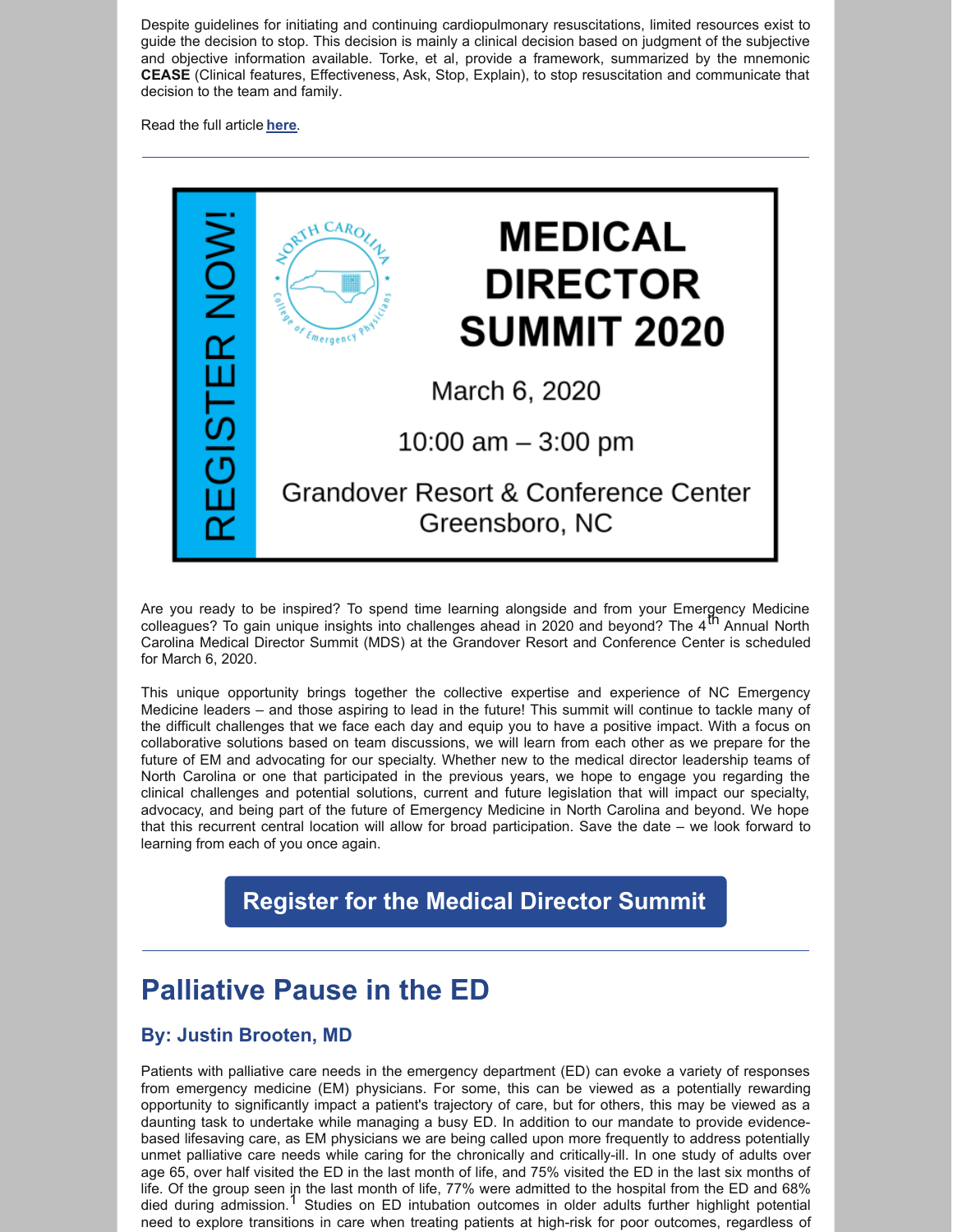Despite guidelines for initiating and continuing cardiopulmonary resuscitations, limited resources exist to guide the decision to stop. This decision is mainly a clinical decision based on judgment of the subjective and objective information available. Torke, et al, provide a framework, summarized by the mnemonic **CEASE** (Clinical features, Effectiveness, Ask, Stop, Explain), to stop resuscitation and communicate that decision to the team and family.

Read the full article **here**.

---

REGISTER NOW!

North Carolina College of Emergency Physicians

**MEDICAL DIRECTOR SUMMIT 2020**

March 6, 2020

10:00 am – 3:00 pm

Grandover Resort & Conference Center
Greensboro, NC

Are you ready to be inspired? To spend time learning alongside and from your Emergency Medicine colleagues? To gain unique insights into challenges ahead in 2020 and beyond? The 4th Annual North Carolina Medical Director Summit (MDS) at the Grandover Resort and Conference Center is scheduled for March 6, 2020.

This unique opportunity brings together the collective expertise and experience of NC Emergency Medicine leaders – and those aspiring to lead in the future! This summit will continue to tackle many of the difficult challenges that we face each day and equip you to have a positive impact. With a focus on collaborative solutions based on team discussions, we will learn from each other as we prepare for the future of EM and advocating for our specialty. Whether new to the medical director leadership teams of North Carolina or one that participated in the previous years, we hope to engage you regarding the clinical challenges and potential solutions, current and future legislation that will impact our specialty, advocacy, and being part of the future of Emergency Medicine in North Carolina and beyond. We hope that this recurrent central location will allow for broad participation. Save the date – we look forward to learning from each of you once again.

**Register for the Medical Director Summit**

---

## Palliative Pause in the ED

### By: Justin Brooten, MD

Patients with palliative care needs in the emergency department (ED) can evoke a variety of responses from emergency medicine (EM) physicians. For some, this can be viewed as a potentially rewarding opportunity to significantly impact a patient's trajectory of care, but for others, this may be viewed as a daunting task to undertake while managing a busy ED. In addition to our mandate to provide evidence-based lifesaving care, as EM physicians we are being called upon more frequently to address potentially unmet palliative care needs while caring for the chronically and critically-ill. In one study of adults over age 65, over half visited the ED in the last month of life, and 75% visited the ED in the last six months of life. Of the group seen in the last month of life, 77% were admitted to the hospital from the ED and 68% died during admission.[1] Studies on ED intubation outcomes in older adults further highlight potential need to explore transitions in care when treating patients at high-risk for poor outcomes, regardless of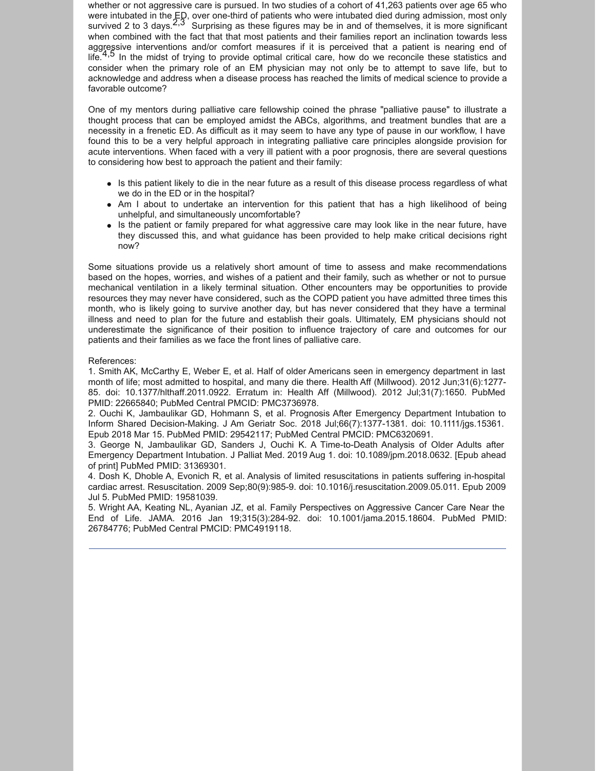whether or not aggressive care is pursued. In two studies of a cohort of 41,263 patients over age 65 who were intubated in the ED, over one-third of patients who were intubated died during admission, most only survived 2 to 3 days.[2,3] Surprising as these figures may be in and of themselves, it is more significant when combined with the fact that that most patients and their families report an inclination towards less aggressive interventions and/or comfort measures if it is perceived that a patient is nearing end of life.[4,5] In the midst of trying to provide optimal critical care, how do we reconcile these statistics and consider when the primary role of an EM physician may not only be to attempt to save life, but to acknowledge and address when a disease process has reached the limits of medical science to provide a favorable outcome?

One of my mentors during palliative care fellowship coined the phrase "palliative pause" to illustrate a thought process that can be employed amidst the ABCs, algorithms, and treatment bundles that are a necessity in a frenetic ED. As difficult as it may seem to have any type of pause in our workflow, I have found this to be a very helpful approach in integrating palliative care principles alongside provision for acute interventions. When faced with a very ill patient with a poor prognosis, there are several questions to considering how best to approach the patient and their family:

- Is this patient likely to die in the near future as a result of this disease process regardless of what we do in the ED or in the hospital?
- Am I about to undertake an intervention for this patient that has a high likelihood of being unhelpful, and simultaneously uncomfortable?
- Is the patient or family prepared for what aggressive care may look like in the near future, have they discussed this, and what guidance has been provided to help make critical decisions right now?

Some situations provide us a relatively short amount of time to assess and make recommendations based on the hopes, worries, and wishes of a patient and their family, such as whether or not to pursue mechanical ventilation in a likely terminal situation. Other encounters may be opportunities to provide resources they may never have considered, such as the COPD patient you have admitted three times this month, who is likely going to survive another day, but has never considered that they have a terminal illness and need to plan for the future and establish their goals. Ultimately, EM physicians should not underestimate the significance of their position to influence trajectory of care and outcomes for our patients and their families as we face the front lines of palliative care.

References:
1. Smith AK, McCarthy E, Weber E, et al. Half of older Americans seen in emergency department in last month of life; most admitted to hospital, and many die there. Health Aff (Millwood). 2012 Jun;31(6):1277-85. doi: 10.1377/hlthaff.2011.0922. Erratum in: Health Aff (Millwood). 2012 Jul;31(7):1650. PubMed PMID: 22665840; PubMed Central PMCID: PMC3736978.
2. Ouchi K, Jambaulikar GD, Hohmann S, et al. Prognosis After Emergency Department Intubation to Inform Shared Decision-Making. J Am Geriatr Soc. 2018 Jul;66(7):1377-1381. doi: 10.1111/jgs.15361. Epub 2018 Mar 15. PubMed PMID: 29542117; PubMed Central PMCID: PMC6320691.
3. George N, Jambaulikar GD, Sanders J, Ouchi K. A Time-to-Death Analysis of Older Adults after Emergency Department Intubation. J Palliat Med. 2019 Aug 1. doi: 10.1089/jpm.2018.0632. [Epub ahead of print] PubMed PMID: 31369301.
4. Dosh K, Dhoble A, Evonich R, et al. Analysis of limited resuscitations in patients suffering in-hospital cardiac arrest. Resuscitation. 2009 Sep;80(9):985-9. doi: 10.1016/j.resuscitation.2009.05.011. Epub 2009 Jul 5. PubMed PMID: 19581039.
5. Wright AA, Keating NL, Ayanian JZ, et al. Family Perspectives on Aggressive Cancer Care Near the End of Life. JAMA. 2016 Jan 19;315(3):284-92. doi: 10.1001/jama.2015.18604. PubMed PMID: 26784776; PubMed Central PMCID: PMC4919118.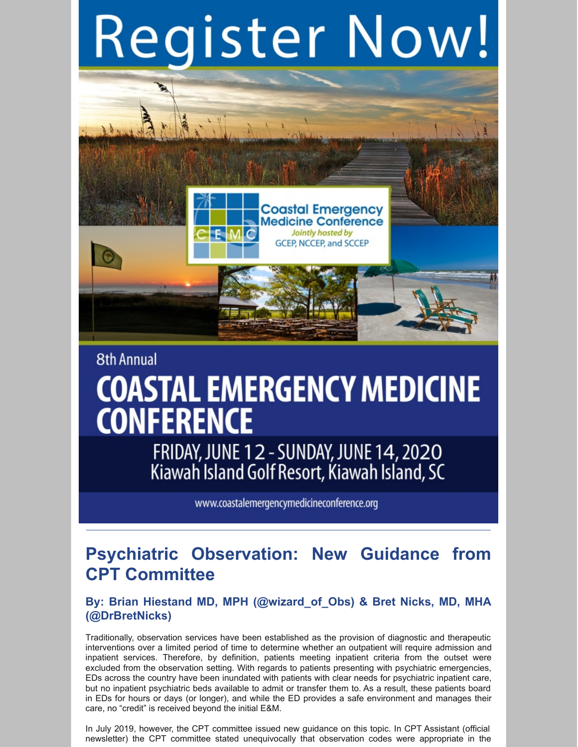# Register Now!

Coastal Emergency Medicine Conference

*Jointly hosted by* GCEP, NCCEP, and SCCEP

8th Annual

## COASTAL EMERGENCY MEDICINE CONFERENCE

FRIDAY, JUNE 12 - SUNDAY, JUNE 14, 2020
Kiawah Island Golf Resort, Kiawah Island, SC

www.coastalemergencymedicineconference.org

---

## Psychiatric Observation: New Guidance from CPT Committee

### By: Brian Hiestand MD, MPH (@wizard_of_Obs) & Bret Nicks, MD, MHA (@DrBretNicks)

Traditionally, observation services have been established as the provision of diagnostic and therapeutic interventions over a limited period of time to determine whether an outpatient will require admission and inpatient services. Therefore, by definition, patients meeting inpatient criteria from the outset were excluded from the observation setting. With regards to patients presenting with psychiatric emergencies, EDs across the country have been inundated with patients with clear needs for psychiatric inpatient care, but no inpatient psychiatric beds available to admit or transfer them to. As a result, these patients board in EDs for hours or days (or longer), and while the ED provides a safe environment and manages their care, no "credit" is received beyond the initial E&M.

In July 2019, however, the CPT committee issued new guidance on this topic. In CPT Assistant (official newsletter) the CPT committee stated unequivocally that observation codes were appropriate in the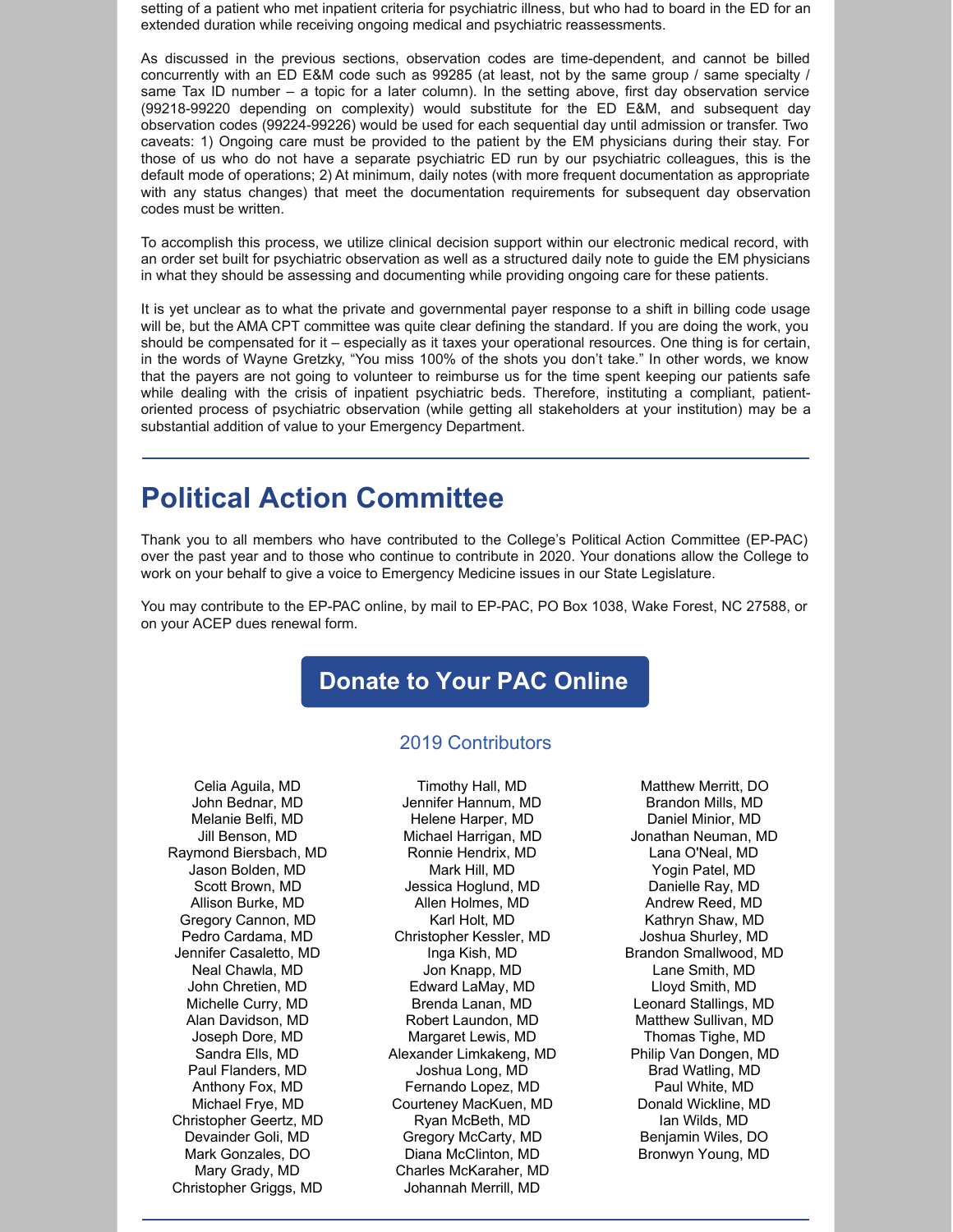setting of a patient who met inpatient criteria for psychiatric illness, but who had to board in the ED for an extended duration while receiving ongoing medical and psychiatric reassessments.

As discussed in the previous sections, observation codes are time-dependent, and cannot be billed concurrently with an ED E&M code such as 99285 (at least, not by the same group / same specialty / same Tax ID number – a topic for a later column). In the setting above, first day observation service (99218-99220 depending on complexity) would substitute for the ED E&M, and subsequent day observation codes (99224-99226) would be used for each sequential day until admission or transfer. Two caveats: 1) Ongoing care must be provided to the patient by the EM physicians during their stay. For those of us who do not have a separate psychiatric ED run by our psychiatric colleagues, this is the default mode of operations; 2) At minimum, daily notes (with more frequent documentation as appropriate with any status changes) that meet the documentation requirements for subsequent day observation codes must be written.

To accomplish this process, we utilize clinical decision support within our electronic medical record, with an order set built for psychiatric observation as well as a structured daily note to guide the EM physicians in what they should be assessing and documenting while providing ongoing care for these patients.

It is yet unclear as to what the private and governmental payer response to a shift in billing code usage will be, but the AMA CPT committee was quite clear defining the standard. If you are doing the work, you should be compensated for it – especially as it taxes your operational resources. One thing is for certain, in the words of Wayne Gretzky, "You miss 100% of the shots you don't take." In other words, we know that the payers are not going to volunteer to reimburse us for the time spent keeping our patients safe while dealing with the crisis of inpatient psychiatric beds. Therefore, instituting a compliant, patient-oriented process of psychiatric observation (while getting all stakeholders at your institution) may be a substantial addition of value to your Emergency Department.

---

# Political Action Committee

Thank you to all members who have contributed to the College's Political Action Committee (EP-PAC) over the past year and to those who continue to contribute in 2020. Your donations allow the College to work on your behalf to give a voice to Emergency Medicine issues in our State Legislature.

You may contribute to the EP-PAC online, by mail to EP-PAC, PO Box 1038, Wake Forest, NC 27588, or on your ACEP dues renewal form.

**Donate to Your PAC Online**

## 2019 Contributors

Celia Aguila, MD
John Bednar, MD
Melanie Belfi, MD
Jill Benson, MD
Raymond Biersbach, MD
Jason Bolden, MD
Scott Brown, MD
Allison Burke, MD
Gregory Cannon, MD
Pedro Cardama, MD
Jennifer Casaletto, MD
Neal Chawla, MD
John Chretien, MD
Michelle Curry, MD
Alan Davidson, MD
Joseph Dore, MD
Sandra Ells, MD
Paul Flanders, MD
Anthony Fox, MD
Michael Frye, MD
Christopher Geertz, MD
Devainder Goli, MD
Mark Gonzales, DO
Mary Grady, MD
Christopher Griggs, MD
Timothy Hall, MD
Jennifer Hannum, MD
Helene Harper, MD
Michael Harrigan, MD
Ronnie Hendrix, MD
Mark Hill, MD
Jessica Hoglund, MD
Allen Holmes, MD
Karl Holt, MD
Christopher Kessler, MD
Inga Kish, MD
Jon Knapp, MD
Edward LaMay, MD
Brenda Lanan, MD
Robert Laundon, MD
Margaret Lewis, MD
Alexander Limkakeng, MD
Joshua Long, MD
Fernando Lopez, MD
Courteney MacKuen, MD
Ryan McBeth, MD
Gregory McCarty, MD
Diana McClinton, MD
Charles McKaraher, MD
Johannah Merrill, MD
Matthew Merritt, DO
Brandon Mills, MD
Daniel Minior, MD
Jonathan Neuman, MD
Lana O'Neal, MD
Yogin Patel, MD
Danielle Ray, MD
Andrew Reed, MD
Kathryn Shaw, MD
Joshua Shurley, MD
Brandon Smallwood, MD
Lane Smith, MD
Lloyd Smith, MD
Leonard Stallings, MD
Matthew Sullivan, MD
Thomas Tighe, MD
Philip Van Dongen, MD
Brad Watling, MD
Paul White, MD
Donald Wickline, MD
Ian Wilds, MD
Benjamin Wiles, DO
Bronwyn Young, MD

---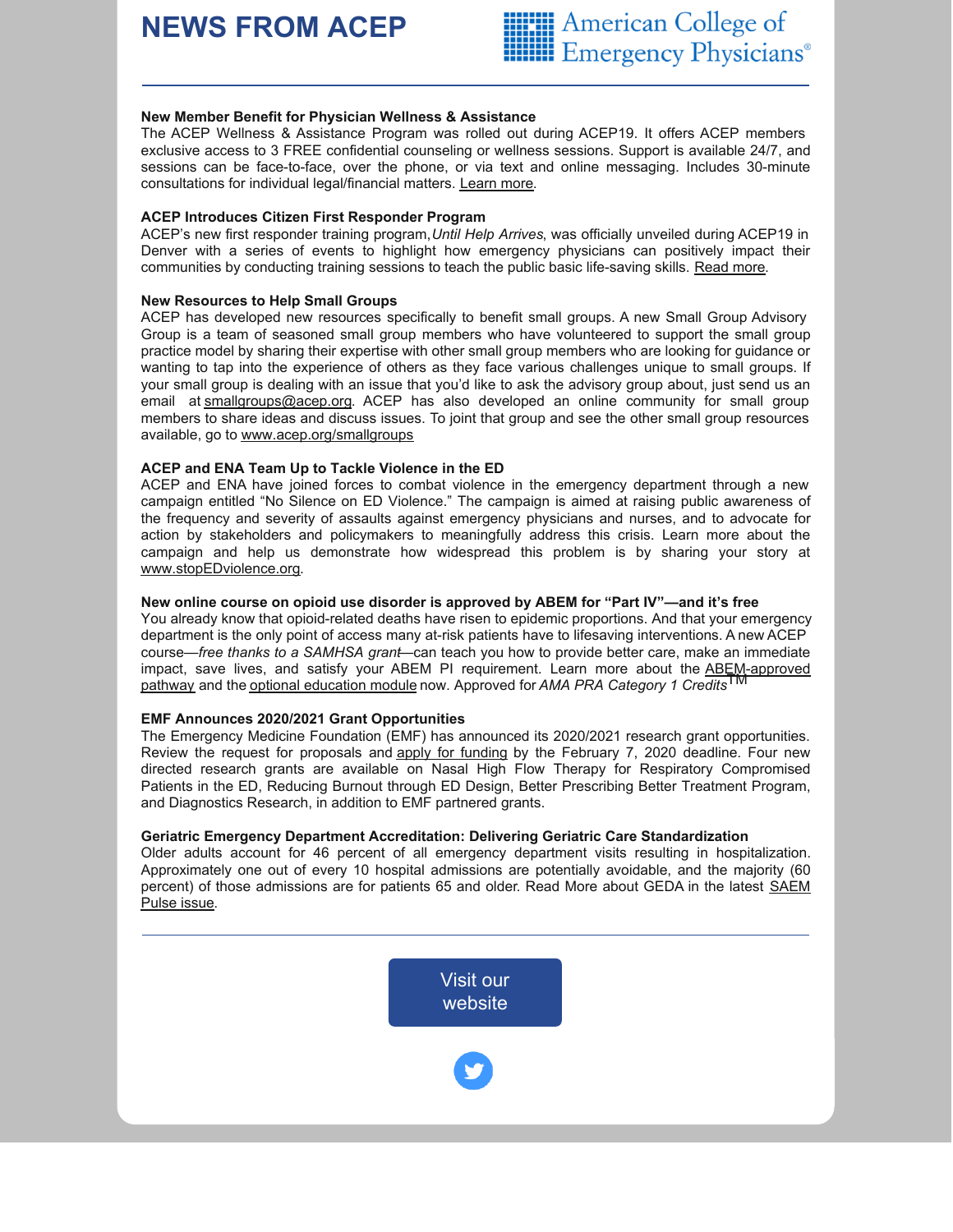# NEWS FROM ACEP

American College of Emergency Physicians®

**New Member Benefit for Physician Wellness & Assistance**

The ACEP Wellness & Assistance Program was rolled out during ACEP19. It offers ACEP members exclusive access to 3 FREE confidential counseling or wellness sessions. Support is available 24/7, and sessions can be face-to-face, over the phone, or via text and online messaging. Includes 30-minute consultations for individual legal/financial matters. Learn more.

**ACEP Introduces Citizen First Responder Program**

ACEP's new first responder training program, *Until Help Arrives*, was officially unveiled during ACEP19 in Denver with a series of events to highlight how emergency physicians can positively impact their communities by conducting training sessions to teach the public basic life-saving skills. Read more.

**New Resources to Help Small Groups**

ACEP has developed new resources specifically to benefit small groups. A new Small Group Advisory Group is a team of seasoned small group members who have volunteered to support the small group practice model by sharing their expertise with other small group members who are looking for guidance or wanting to tap into the experience of others as they face various challenges unique to small groups. If your small group is dealing with an issue that you'd like to ask the advisory group about, just send us an email at smallgroups@acep.org. ACEP has also developed an online community for small group members to share ideas and discuss issues. To joint that group and see the other small group resources available, go to www.acep.org/smallgroups

**ACEP and ENA Team Up to Tackle Violence in the ED**

ACEP and ENA have joined forces to combat violence in the emergency department through a new campaign entitled "No Silence on ED Violence." The campaign is aimed at raising public awareness of the frequency and severity of assaults against emergency physicians and nurses, and to advocate for action by stakeholders and policymakers to meaningfully address this crisis. Learn more about the campaign and help us demonstrate how widespread this problem is by sharing your story at www.stopEDviolence.org.

**New online course on opioid use disorder is approved by ABEM for "Part IV"—and it's free**

You already know that opioid-related deaths have risen to epidemic proportions. And that your emergency department is the only point of access many at-risk patients have to lifesaving interventions. A new ACEP course—*free thanks to a SAMHSA grant*—can teach you how to provide better care, make an immediate impact, save lives, and satisfy your ABEM PI requirement. Learn more about the ABEM-approved pathway and the optional education module now. Approved for *AMA PRA Category 1 Credits*™

**EMF Announces 2020/2021 Grant Opportunities**

The Emergency Medicine Foundation (EMF) has announced its 2020/2021 research grant opportunities. Review the request for proposals and apply for funding by the February 7, 2020 deadline. Four new directed research grants are available on Nasal High Flow Therapy for Respiratory Compromised Patients in the ED, Reducing Burnout through ED Design, Better Prescribing Better Treatment Program, and Diagnostics Research, in addition to EMF partnered grants.

**Geriatric Emergency Department Accreditation: Delivering Geriatric Care Standardization**

Older adults account for 46 percent of all emergency department visits resulting in hospitalization. Approximately one out of every 10 hospital admissions are potentially avoidable, and the majority (60 percent) of those admissions are for patients 65 and older. Read More about GEDA in the latest SAEM Pulse issue.

Visit our website